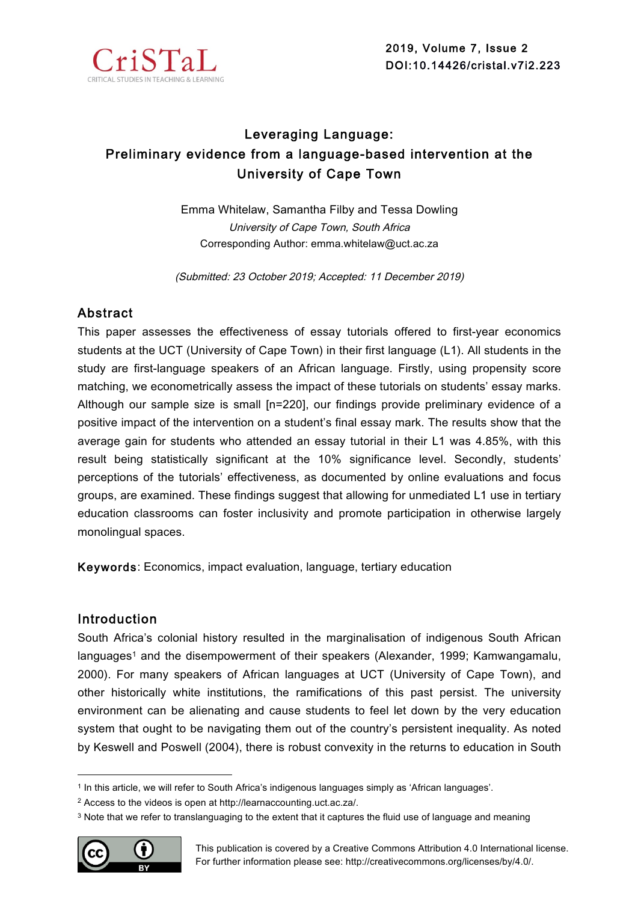# Leveraging Language: Preliminary evidence from a language-based intervention at the University of Cape Town

Emma Whitelaw, Samantha Filby and Tessa Dowling

*University of Cape Town, South Africa*

Corresponding Author: emma.whitelaw@uct.ac.za

*(Submitted: 23 October 2019; Accepted: 11 December 2019)*

## Abstract

This paper assesses the effectiveness of essay tutorials offered to first-year economics students at the UCT (University of Cape Town) in their first language (L1). All students in the study are first-language speakers of an African language. Firstly, using propensity score matching, we econometrically assess the impact of these tutorials on students' essay marks. Although our sample size is small [n=220], our findings provide preliminary evidence of a positive impact of the intervention on a student's final essay mark. The results show that the average gain for students who attended an essay tutorial in their L1 was 4.85%, with this result being statistically significant at the 10% significance level. Secondly, students' perceptions of the tutorials' effectiveness, as documented by online evaluations and focus groups, are examined. These findings suggest that allowing for unmediated L1 use in tertiary education classrooms can foster inclusivity and promote participation in otherwise largely monolingual spaces.

**Keywords**: Economics, impact evaluation, language, tertiary education

## Introduction

South Africa's colonial history resulted in the marginalisation of indigenous South African languages[1] and the disempowerment of their speakers (Alexander, 1999; Kamwangamalu, 2000). For many speakers of African languages at UCT (University of Cape Town), and other historically white institutions, the ramifications of this past persist. The university environment can be alienating and cause students to feel let down by the very education system that ought to be navigating them out of the country's persistent inequality. As noted by Keswell and Poswell (2004), there is robust convexity in the returns to education in South

---

[1] In this article, we will refer to South Africa's indigenous languages simply as 'African languages'.

[2] Access to the videos is open at http://learnaccounting.uct.ac.za/.

[3] Note that we refer to translanguaging to the extent that it captures the fluid use of language and meaning

This publication is covered by a Creative Commons Attribution 4.0 International license. For further information please see: http://creativecommons.org/licenses/by/4.0/.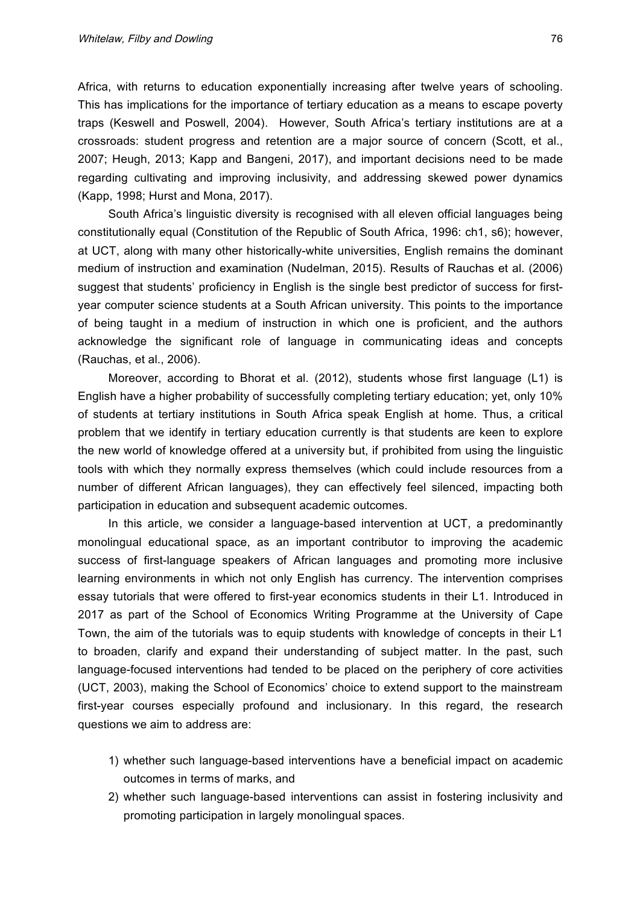Africa, with returns to education exponentially increasing after twelve years of schooling. This has implications for the importance of tertiary education as a means to escape poverty traps (Keswell and Poswell, 2004). However, South Africa's tertiary institutions are at a crossroads: student progress and retention are a major source of concern (Scott, et al., 2007; Heugh, 2013; Kapp and Bangeni, 2017), and important decisions need to be made regarding cultivating and improving inclusivity, and addressing skewed power dynamics (Kapp, 1998; Hurst and Mona, 2017).

South Africa's linguistic diversity is recognised with all eleven official languages being constitutionally equal (Constitution of the Republic of South Africa, 1996: ch1, s6); however, at UCT, along with many other historically-white universities, English remains the dominant medium of instruction and examination (Nudelman, 2015). Results of Rauchas et al. (2006) suggest that students' proficiency in English is the single best predictor of success for first-year computer science students at a South African university. This points to the importance of being taught in a medium of instruction in which one is proficient, and the authors acknowledge the significant role of language in communicating ideas and concepts (Rauchas, et al., 2006).

Moreover, according to Bhorat et al. (2012), students whose first language (L1) is English have a higher probability of successfully completing tertiary education; yet, only 10% of students at tertiary institutions in South Africa speak English at home. Thus, a critical problem that we identify in tertiary education currently is that students are keen to explore the new world of knowledge offered at a university but, if prohibited from using the linguistic tools with which they normally express themselves (which could include resources from a number of different African languages), they can effectively feel silenced, impacting both participation in education and subsequent academic outcomes.

In this article, we consider a language-based intervention at UCT, a predominantly monolingual educational space, as an important contributor to improving the academic success of first-language speakers of African languages and promoting more inclusive learning environments in which not only English has currency. The intervention comprises essay tutorials that were offered to first-year economics students in their L1. Introduced in 2017 as part of the School of Economics Writing Programme at the University of Cape Town, the aim of the tutorials was to equip students with knowledge of concepts in their L1 to broaden, clarify and expand their understanding of subject matter. In the past, such language-focused interventions had tended to be placed on the periphery of core activities (UCT, 2003), making the School of Economics' choice to extend support to the mainstream first-year courses especially profound and inclusionary. In this regard, the research questions we aim to address are:

1) whether such language-based interventions have a beneficial impact on academic outcomes in terms of marks, and
2) whether such language-based interventions can assist in fostering inclusivity and promoting participation in largely monolingual spaces.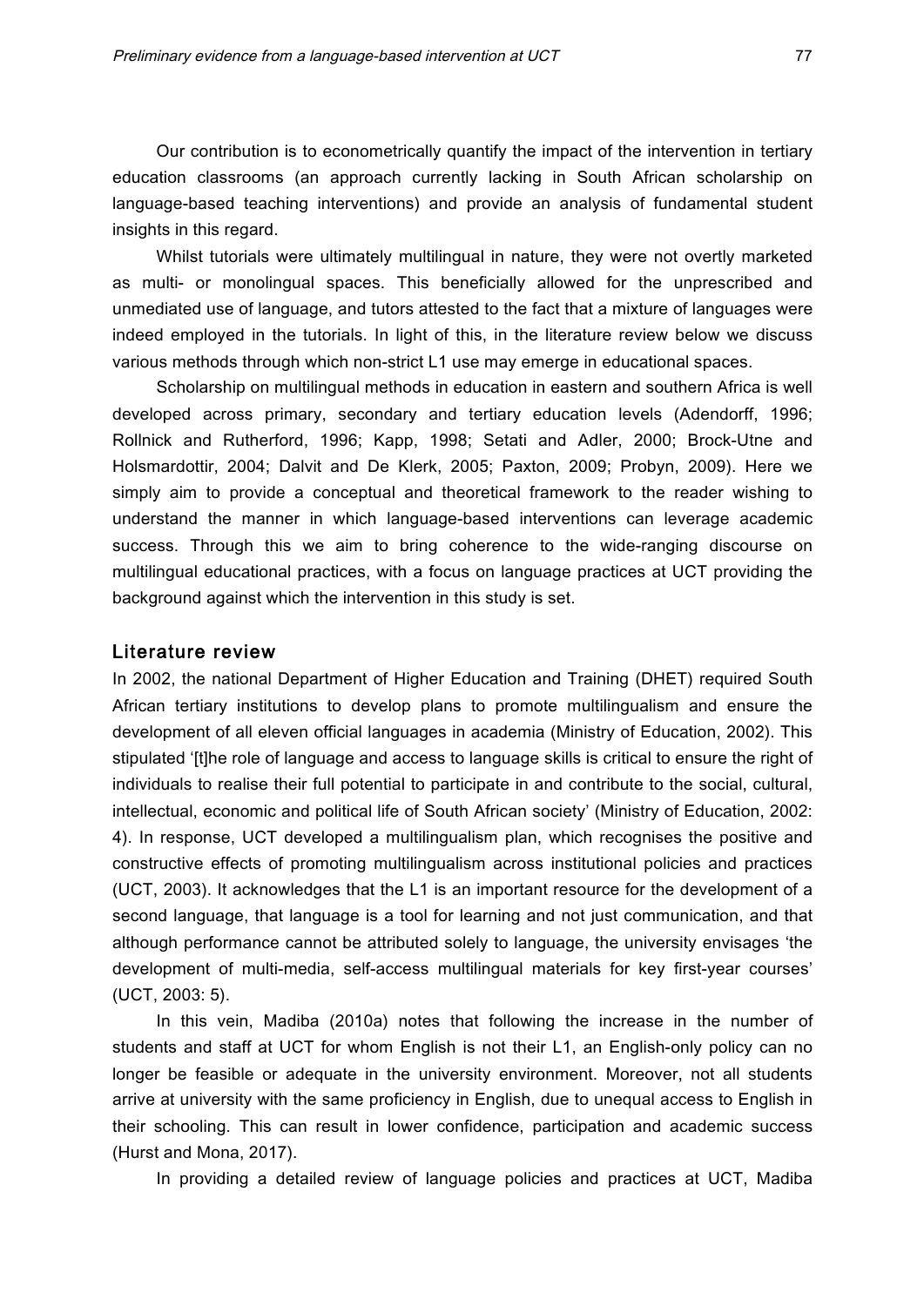Our contribution is to econometrically quantify the impact of the intervention in tertiary education classrooms (an approach currently lacking in South African scholarship on language-based teaching interventions) and provide an analysis of fundamental student insights in this regard.

Whilst tutorials were ultimately multilingual in nature, they were not overtly marketed as multi- or monolingual spaces. This beneficially allowed for the unprescribed and unmediated use of language, and tutors attested to the fact that a mixture of languages were indeed employed in the tutorials. In light of this, in the literature review below we discuss various methods through which non-strict L1 use may emerge in educational spaces.

Scholarship on multilingual methods in education in eastern and southern Africa is well developed across primary, secondary and tertiary education levels (Adendorff, 1996; Rollnick and Rutherford, 1996; Kapp, 1998; Setati and Adler, 2000; Brock-Utne and Holsmardottir, 2004; Dalvit and De Klerk, 2005; Paxton, 2009; Probyn, 2009). Here we simply aim to provide a conceptual and theoretical framework to the reader wishing to understand the manner in which language-based interventions can leverage academic success. Through this we aim to bring coherence to the wide-ranging discourse on multilingual educational practices, with a focus on language practices at UCT providing the background against which the intervention in this study is set.

## Literature review

In 2002, the national Department of Higher Education and Training (DHET) required South African tertiary institutions to develop plans to promote multilingualism and ensure the development of all eleven official languages in academia (Ministry of Education, 2002). This stipulated '[t]he role of language and access to language skills is critical to ensure the right of individuals to realise their full potential to participate in and contribute to the social, cultural, intellectual, economic and political life of South African society' (Ministry of Education, 2002: 4). In response, UCT developed a multilingualism plan, which recognises the positive and constructive effects of promoting multilingualism across institutional policies and practices (UCT, 2003). It acknowledges that the L1 is an important resource for the development of a second language, that language is a tool for learning and not just communication, and that although performance cannot be attributed solely to language, the university envisages 'the development of multi-media, self-access multilingual materials for key first-year courses' (UCT, 2003: 5).

In this vein, Madiba (2010a) notes that following the increase in the number of students and staff at UCT for whom English is not their L1, an English-only policy can no longer be feasible or adequate in the university environment. Moreover, not all students arrive at university with the same proficiency in English, due to unequal access to English in their schooling. This can result in lower confidence, participation and academic success (Hurst and Mona, 2017).

In providing a detailed review of language policies and practices at UCT, Madiba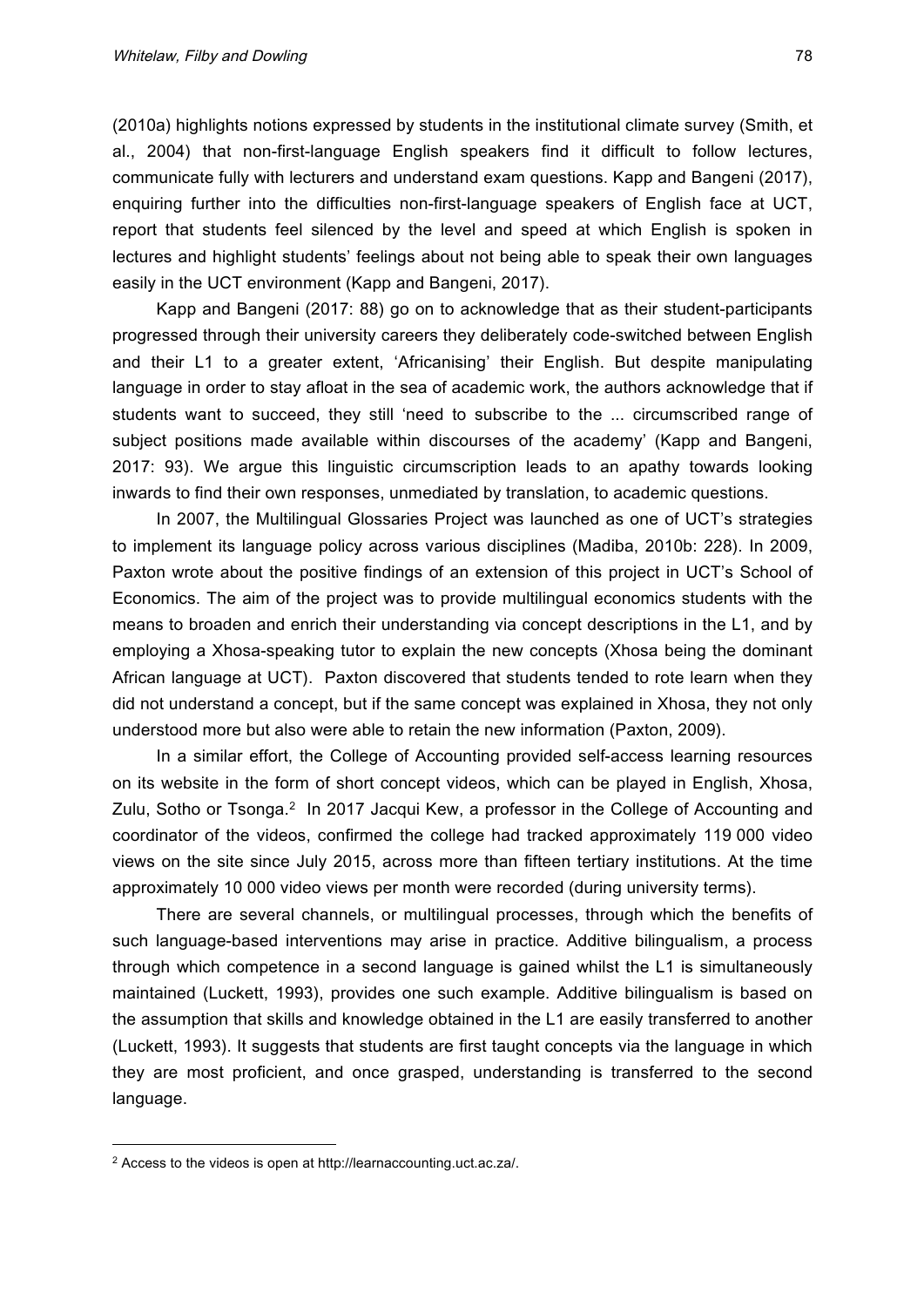(2010a) highlights notions expressed by students in the institutional climate survey (Smith, et al., 2004) that non-first-language English speakers find it difficult to follow lectures, communicate fully with lecturers and understand exam questions. Kapp and Bangeni (2017), enquiring further into the difficulties non-first-language speakers of English face at UCT, report that students feel silenced by the level and speed at which English is spoken in lectures and highlight students' feelings about not being able to speak their own languages easily in the UCT environment (Kapp and Bangeni, 2017).

Kapp and Bangeni (2017: 88) go on to acknowledge that as their student-participants progressed through their university careers they deliberately code-switched between English and their L1 to a greater extent, 'Africanising' their English. But despite manipulating language in order to stay afloat in the sea of academic work, the authors acknowledge that if students want to succeed, they still 'need to subscribe to the ... circumscribed range of subject positions made available within discourses of the academy' (Kapp and Bangeni, 2017: 93). We argue this linguistic circumscription leads to an apathy towards looking inwards to find their own responses, unmediated by translation, to academic questions.

In 2007, the Multilingual Glossaries Project was launched as one of UCT's strategies to implement its language policy across various disciplines (Madiba, 2010b: 228). In 2009, Paxton wrote about the positive findings of an extension of this project in UCT's School of Economics. The aim of the project was to provide multilingual economics students with the means to broaden and enrich their understanding via concept descriptions in the L1, and by employing a Xhosa-speaking tutor to explain the new concepts (Xhosa being the dominant African language at UCT). Paxton discovered that students tended to rote learn when they did not understand a concept, but if the same concept was explained in Xhosa, they not only understood more but also were able to retain the new information (Paxton, 2009).

In a similar effort, the College of Accounting provided self-access learning resources on its website in the form of short concept videos, which can be played in English, Xhosa, Zulu, Sotho or Tsonga.[2] In 2017 Jacqui Kew, a professor in the College of Accounting and coordinator of the videos, confirmed the college had tracked approximately 119 000 video views on the site since July 2015, across more than fifteen tertiary institutions. At the time approximately 10 000 video views per month were recorded (during university terms).

There are several channels, or multilingual processes, through which the benefits of such language-based interventions may arise in practice. Additive bilingualism, a process through which competence in a second language is gained whilst the L1 is simultaneously maintained (Luckett, 1993), provides one such example. Additive bilingualism is based on the assumption that skills and knowledge obtained in the L1 are easily transferred to another (Luckett, 1993). It suggests that students are first taught concepts via the language in which they are most proficient, and once grasped, understanding is transferred to the second language.

[2] Access to the videos is open at http://learnaccounting.uct.ac.za/.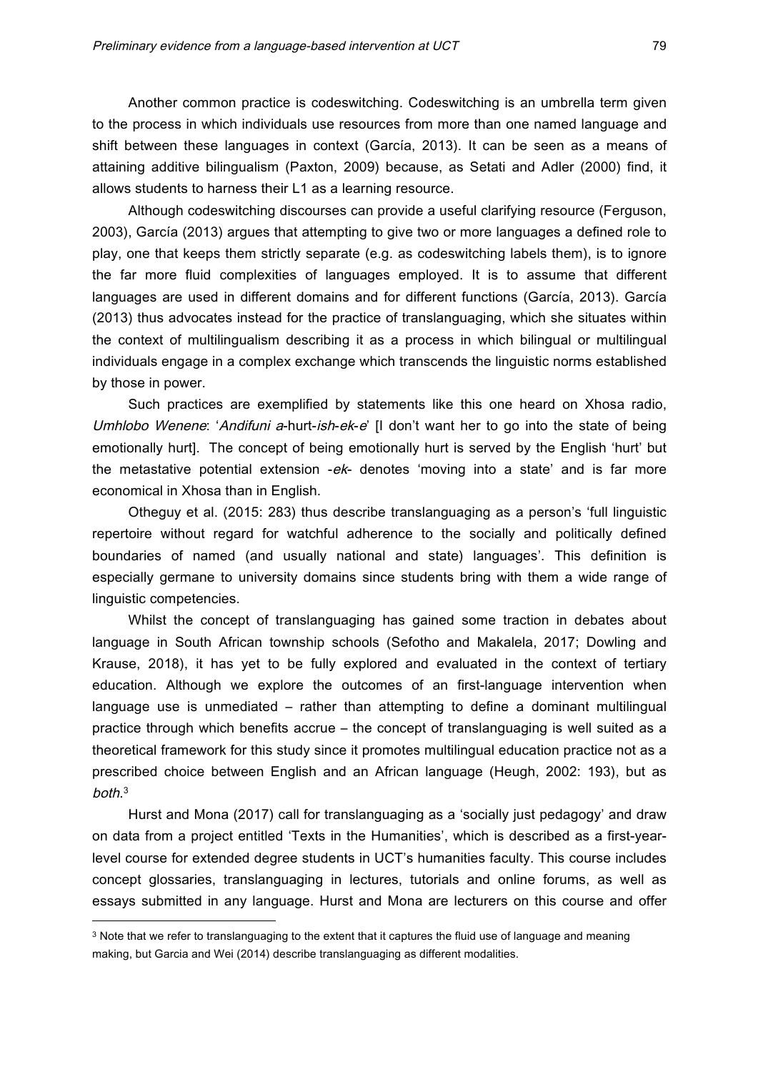Another common practice is codeswitching. Codeswitching is an umbrella term given to the process in which individuals use resources from more than one named language and shift between these languages in context (García, 2013). It can be seen as a means of attaining additive bilingualism (Paxton, 2009) because, as Setati and Adler (2000) find, it allows students to harness their L1 as a learning resource.

Although codeswitching discourses can provide a useful clarifying resource (Ferguson, 2003), García (2013) argues that attempting to give two or more languages a defined role to play, one that keeps them strictly separate (e.g. as codeswitching labels them), is to ignore the far more fluid complexities of languages employed. It is to assume that different languages are used in different domains and for different functions (García, 2013). García (2013) thus advocates instead for the practice of translanguaging, which she situates within the context of multilingualism describing it as a process in which bilingual or multilingual individuals engage in a complex exchange which transcends the linguistic norms established by those in power.

Such practices are exemplified by statements like this one heard on Xhosa radio, *Umhlobo Wenene*: '*Andifuni a*-hurt-*ish*-*ek*-*e*' [I don't want her to go into the state of being emotionally hurt]. The concept of being emotionally hurt is served by the English 'hurt' but the metastative potential extension -*ek*- denotes 'moving into a state' and is far more economical in Xhosa than in English.

Otheguy et al. (2015: 283) thus describe translanguaging as a person's 'full linguistic repertoire without regard for watchful adherence to the socially and politically defined boundaries of named (and usually national and state) languages'. This definition is especially germane to university domains since students bring with them a wide range of linguistic competencies.

Whilst the concept of translanguaging has gained some traction in debates about language in South African township schools (Sefotho and Makalela, 2017; Dowling and Krause, 2018), it has yet to be fully explored and evaluated in the context of tertiary education. Although we explore the outcomes of an first-language intervention when language use is unmediated – rather than attempting to define a dominant multilingual practice through which benefits accrue – the concept of translanguaging is well suited as a theoretical framework for this study since it promotes multilingual education practice not as a prescribed choice between English and an African language (Heugh, 2002: 193), but as *both*.[3]

Hurst and Mona (2017) call for translanguaging as a 'socially just pedagogy' and draw on data from a project entitled 'Texts in the Humanities', which is described as a first-year-level course for extended degree students in UCT's humanities faculty. This course includes concept glossaries, translanguaging in lectures, tutorials and online forums, as well as essays submitted in any language. Hurst and Mona are lecturers on this course and offer

---

[3] Note that we refer to translanguaging to the extent that it captures the fluid use of language and meaning making, but Garcia and Wei (2014) describe translanguaging as different modalities.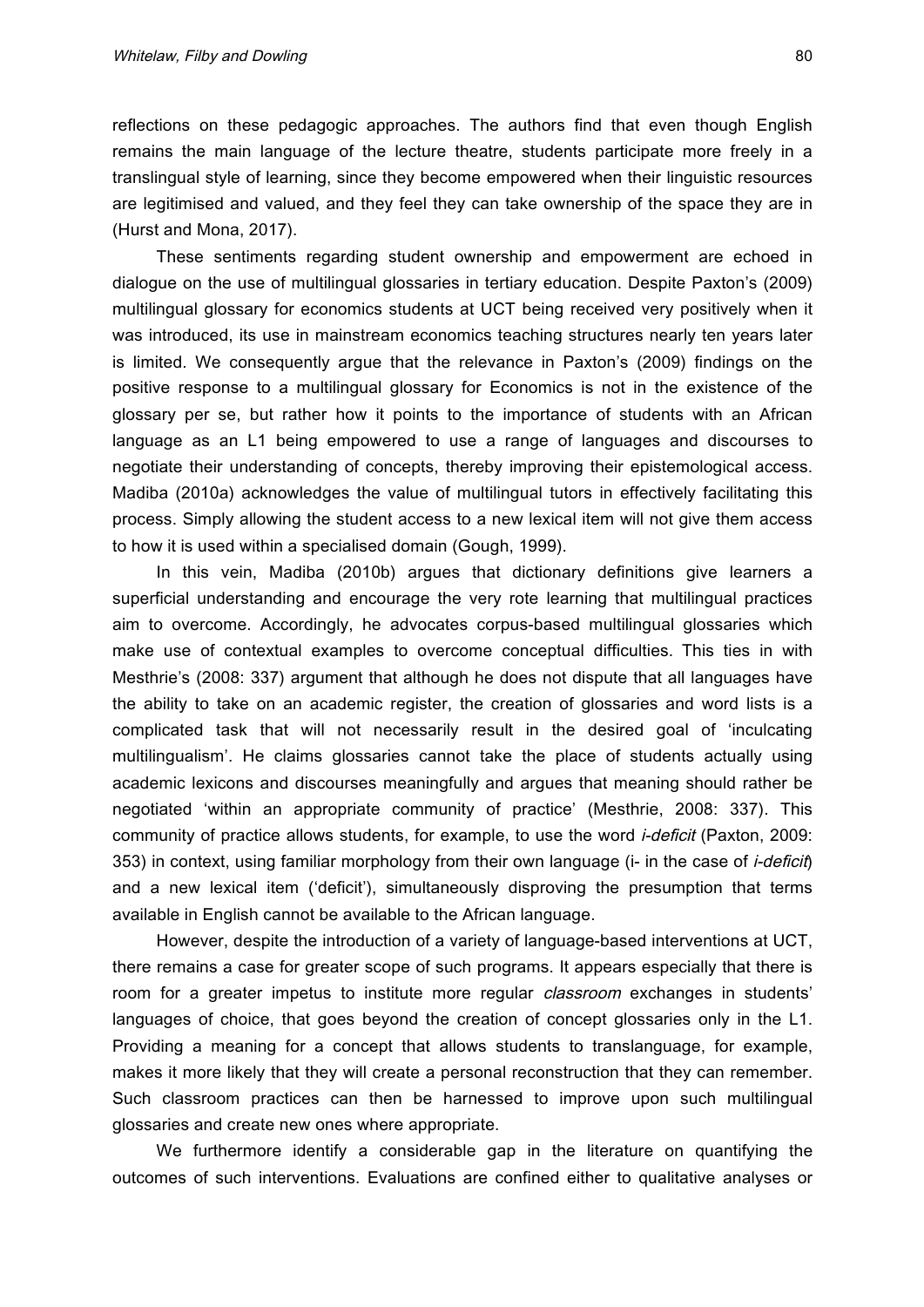reflections on these pedagogic approaches. The authors find that even though English remains the main language of the lecture theatre, students participate more freely in a translingual style of learning, since they become empowered when their linguistic resources are legitimised and valued, and they feel they can take ownership of the space they are in (Hurst and Mona, 2017).

These sentiments regarding student ownership and empowerment are echoed in dialogue on the use of multilingual glossaries in tertiary education. Despite Paxton's (2009) multilingual glossary for economics students at UCT being received very positively when it was introduced, its use in mainstream economics teaching structures nearly ten years later is limited. We consequently argue that the relevance in Paxton's (2009) findings on the positive response to a multilingual glossary for Economics is not in the existence of the glossary per se, but rather how it points to the importance of students with an African language as an L1 being empowered to use a range of languages and discourses to negotiate their understanding of concepts, thereby improving their epistemological access. Madiba (2010a) acknowledges the value of multilingual tutors in effectively facilitating this process. Simply allowing the student access to a new lexical item will not give them access to how it is used within a specialised domain (Gough, 1999).

In this vein, Madiba (2010b) argues that dictionary definitions give learners a superficial understanding and encourage the very rote learning that multilingual practices aim to overcome. Accordingly, he advocates corpus-based multilingual glossaries which make use of contextual examples to overcome conceptual difficulties. This ties in with Mesthrie's (2008: 337) argument that although he does not dispute that all languages have the ability to take on an academic register, the creation of glossaries and word lists is a complicated task that will not necessarily result in the desired goal of 'inculcating multilingualism'. He claims glossaries cannot take the place of students actually using academic lexicons and discourses meaningfully and argues that meaning should rather be negotiated 'within an appropriate community of practice' (Mesthrie, 2008: 337). This community of practice allows students, for example, to use the word *i-deficit* (Paxton, 2009: 353) in context, using familiar morphology from their own language (i- in the case of *i-deficit*) and a new lexical item ('deficit'), simultaneously disproving the presumption that terms available in English cannot be available to the African language.

However, despite the introduction of a variety of language-based interventions at UCT, there remains a case for greater scope of such programs. It appears especially that there is room for a greater impetus to institute more regular *classroom* exchanges in students' languages of choice, that goes beyond the creation of concept glossaries only in the L1. Providing a meaning for a concept that allows students to translanguage, for example, makes it more likely that they will create a personal reconstruction that they can remember. Such classroom practices can then be harnessed to improve upon such multilingual glossaries and create new ones where appropriate.

We furthermore identify a considerable gap in the literature on quantifying the outcomes of such interventions. Evaluations are confined either to qualitative analyses or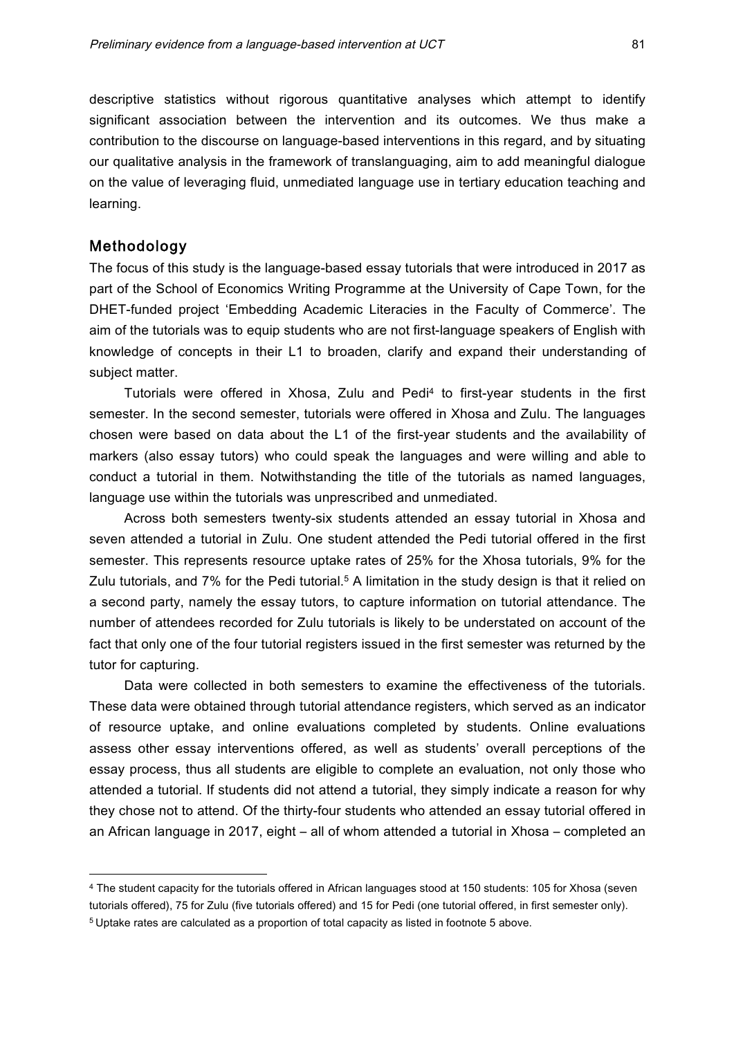descriptive statistics without rigorous quantitative analyses which attempt to identify significant association between the intervention and its outcomes. We thus make a contribution to the discourse on language-based interventions in this regard, and by situating our qualitative analysis in the framework of translanguaging, aim to add meaningful dialogue on the value of leveraging fluid, unmediated language use in tertiary education teaching and learning.

## Methodology

The focus of this study is the language-based essay tutorials that were introduced in 2017 as part of the School of Economics Writing Programme at the University of Cape Town, for the DHET-funded project 'Embedding Academic Literacies in the Faculty of Commerce'. The aim of the tutorials was to equip students who are not first-language speakers of English with knowledge of concepts in their L1 to broaden, clarify and expand their understanding of subject matter.

Tutorials were offered in Xhosa, Zulu and Pedi[4] to first-year students in the first semester. In the second semester, tutorials were offered in Xhosa and Zulu. The languages chosen were based on data about the L1 of the first-year students and the availability of markers (also essay tutors) who could speak the languages and were willing and able to conduct a tutorial in them. Notwithstanding the title of the tutorials as named languages, language use within the tutorials was unprescribed and unmediated.

Across both semesters twenty-six students attended an essay tutorial in Xhosa and seven attended a tutorial in Zulu. One student attended the Pedi tutorial offered in the first semester. This represents resource uptake rates of 25% for the Xhosa tutorials, 9% for the Zulu tutorials, and 7% for the Pedi tutorial.[5] A limitation in the study design is that it relied on a second party, namely the essay tutors, to capture information on tutorial attendance. The number of attendees recorded for Zulu tutorials is likely to be understated on account of the fact that only one of the four tutorial registers issued in the first semester was returned by the tutor for capturing.

Data were collected in both semesters to examine the effectiveness of the tutorials. These data were obtained through tutorial attendance registers, which served as an indicator of resource uptake, and online evaluations completed by students. Online evaluations assess other essay interventions offered, as well as students' overall perceptions of the essay process, thus all students are eligible to complete an evaluation, not only those who attended a tutorial. If students did not attend a tutorial, they simply indicate a reason for why they chose not to attend. Of the thirty-four students who attended an essay tutorial offered in an African language in 2017, eight – all of whom attended a tutorial in Xhosa – completed an

---

[4] The student capacity for the tutorials offered in African languages stood at 150 students: 105 for Xhosa (seven tutorials offered), 75 for Zulu (five tutorials offered) and 15 for Pedi (one tutorial offered, in first semester only).

[5] Uptake rates are calculated as a proportion of total capacity as listed in footnote 5 above.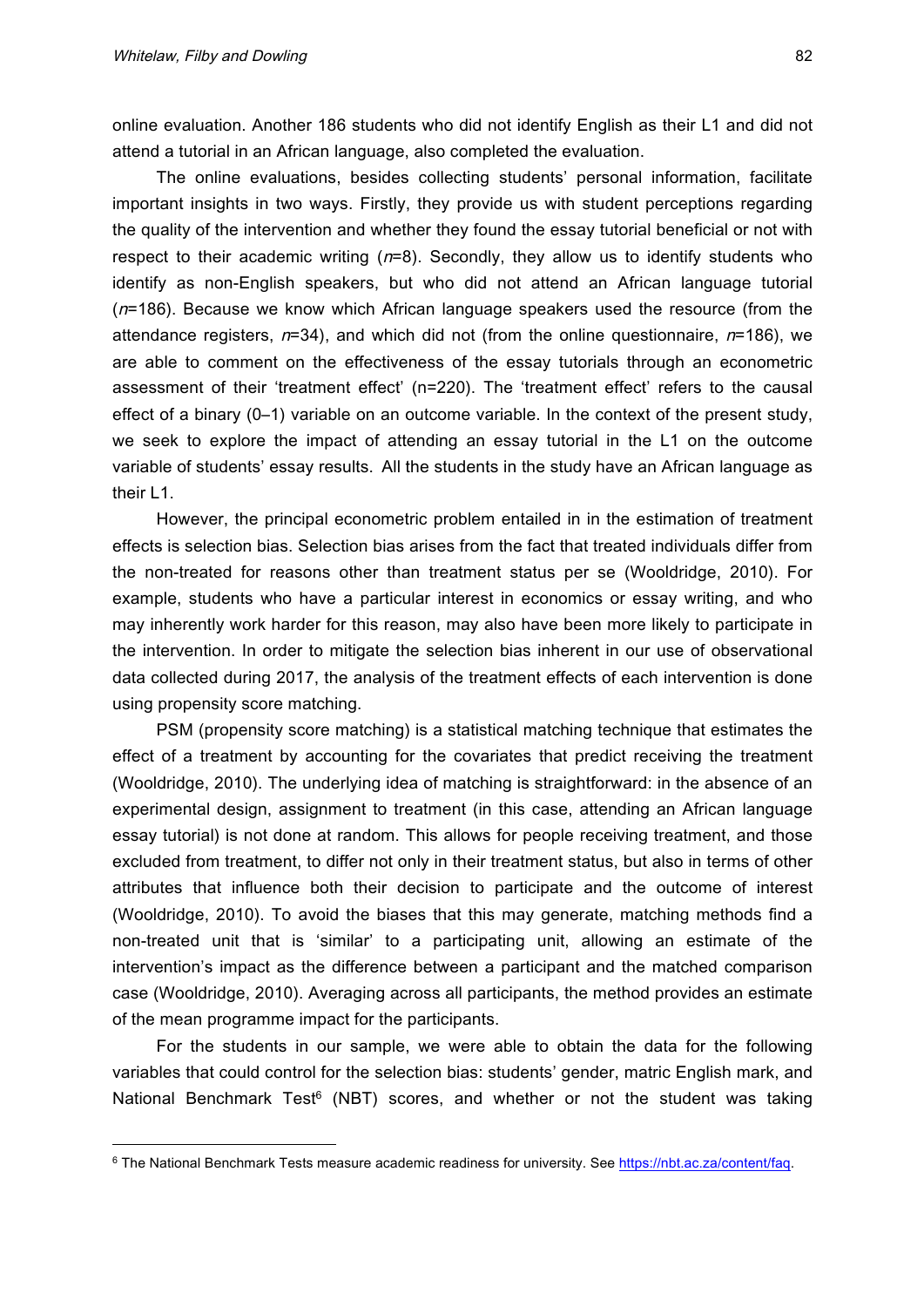online evaluation. Another 186 students who did not identify English as their L1 and did not attend a tutorial in an African language, also completed the evaluation.

The online evaluations, besides collecting students' personal information, facilitate important insights in two ways. Firstly, they provide us with student perceptions regarding the quality of the intervention and whether they found the essay tutorial beneficial or not with respect to their academic writing (*n*=8). Secondly, they allow us to identify students who identify as non-English speakers, but who did not attend an African language tutorial (*n*=186). Because we know which African language speakers used the resource (from the attendance registers, *n*=34), and which did not (from the online questionnaire, *n*=186), we are able to comment on the effectiveness of the essay tutorials through an econometric assessment of their 'treatment effect' (n=220). The 'treatment effect' refers to the causal effect of a binary (0–1) variable on an outcome variable. In the context of the present study, we seek to explore the impact of attending an essay tutorial in the L1 on the outcome variable of students' essay results. All the students in the study have an African language as their L1.

However, the principal econometric problem entailed in in the estimation of treatment effects is selection bias. Selection bias arises from the fact that treated individuals differ from the non-treated for reasons other than treatment status per se (Wooldridge, 2010). For example, students who have a particular interest in economics or essay writing, and who may inherently work harder for this reason, may also have been more likely to participate in the intervention. In order to mitigate the selection bias inherent in our use of observational data collected during 2017, the analysis of the treatment effects of each intervention is done using propensity score matching.

PSM (propensity score matching) is a statistical matching technique that estimates the effect of a treatment by accounting for the covariates that predict receiving the treatment (Wooldridge, 2010). The underlying idea of matching is straightforward: in the absence of an experimental design, assignment to treatment (in this case, attending an African language essay tutorial) is not done at random. This allows for people receiving treatment, and those excluded from treatment, to differ not only in their treatment status, but also in terms of other attributes that influence both their decision to participate and the outcome of interest (Wooldridge, 2010). To avoid the biases that this may generate, matching methods find a non-treated unit that is 'similar' to a participating unit, allowing an estimate of the intervention's impact as the difference between a participant and the matched comparison case (Wooldridge, 2010). Averaging across all participants, the method provides an estimate of the mean programme impact for the participants.

For the students in our sample, we were able to obtain the data for the following variables that could control for the selection bias: students' gender, matric English mark, and National Benchmark Test[6] (NBT) scores, and whether or not the student was taking

[6] The National Benchmark Tests measure academic readiness for university. See https://nbt.ac.za/content/faq.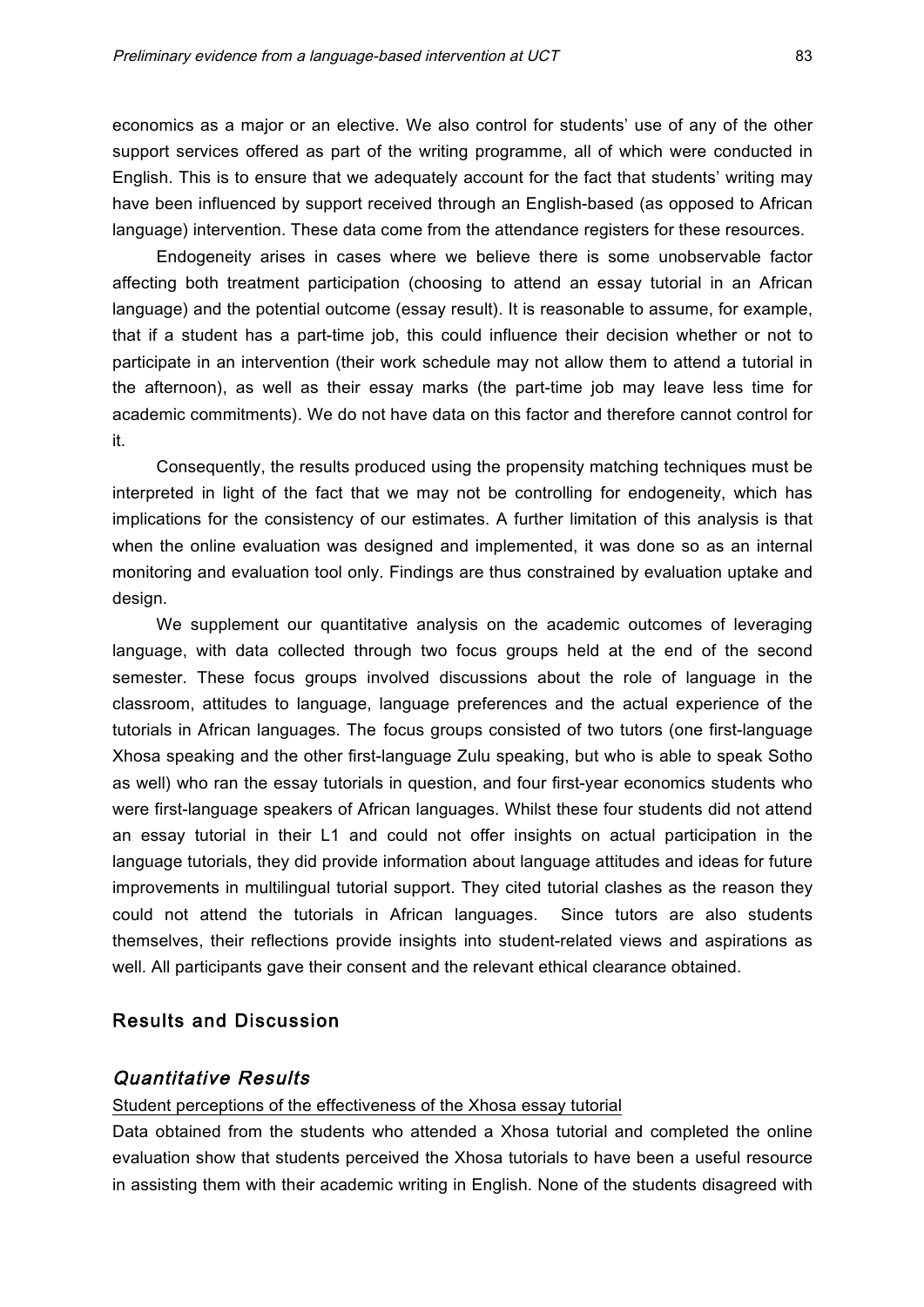economics as a major or an elective. We also control for students' use of any of the other support services offered as part of the writing programme, all of which were conducted in English. This is to ensure that we adequately account for the fact that students' writing may have been influenced by support received through an English-based (as opposed to African language) intervention. These data come from the attendance registers for these resources.

Endogeneity arises in cases where we believe there is some unobservable factor affecting both treatment participation (choosing to attend an essay tutorial in an African language) and the potential outcome (essay result). It is reasonable to assume, for example, that if a student has a part-time job, this could influence their decision whether or not to participate in an intervention (their work schedule may not allow them to attend a tutorial in the afternoon), as well as their essay marks (the part-time job may leave less time for academic commitments). We do not have data on this factor and therefore cannot control for it.

Consequently, the results produced using the propensity matching techniques must be interpreted in light of the fact that we may not be controlling for endogeneity, which has implications for the consistency of our estimates. A further limitation of this analysis is that when the online evaluation was designed and implemented, it was done so as an internal monitoring and evaluation tool only. Findings are thus constrained by evaluation uptake and design.

We supplement our quantitative analysis on the academic outcomes of leveraging language, with data collected through two focus groups held at the end of the second semester. These focus groups involved discussions about the role of language in the classroom, attitudes to language, language preferences and the actual experience of the tutorials in African languages. The focus groups consisted of two tutors (one first-language Xhosa speaking and the other first-language Zulu speaking, but who is able to speak Sotho as well) who ran the essay tutorials in question, and four first-year economics students who were first-language speakers of African languages. Whilst these four students did not attend an essay tutorial in their L1 and could not offer insights on actual participation in the language tutorials, they did provide information about language attitudes and ideas for future improvements in multilingual tutorial support. They cited tutorial clashes as the reason they could not attend the tutorials in African languages. Since tutors are also students themselves, their reflections provide insights into student-related views and aspirations as well. All participants gave their consent and the relevant ethical clearance obtained.

## Results and Discussion

### *Quantitative Results*

Student perceptions of the effectiveness of the Xhosa essay tutorial

Data obtained from the students who attended a Xhosa tutorial and completed the online evaluation show that students perceived the Xhosa tutorials to have been a useful resource in assisting them with their academic writing in English. None of the students disagreed with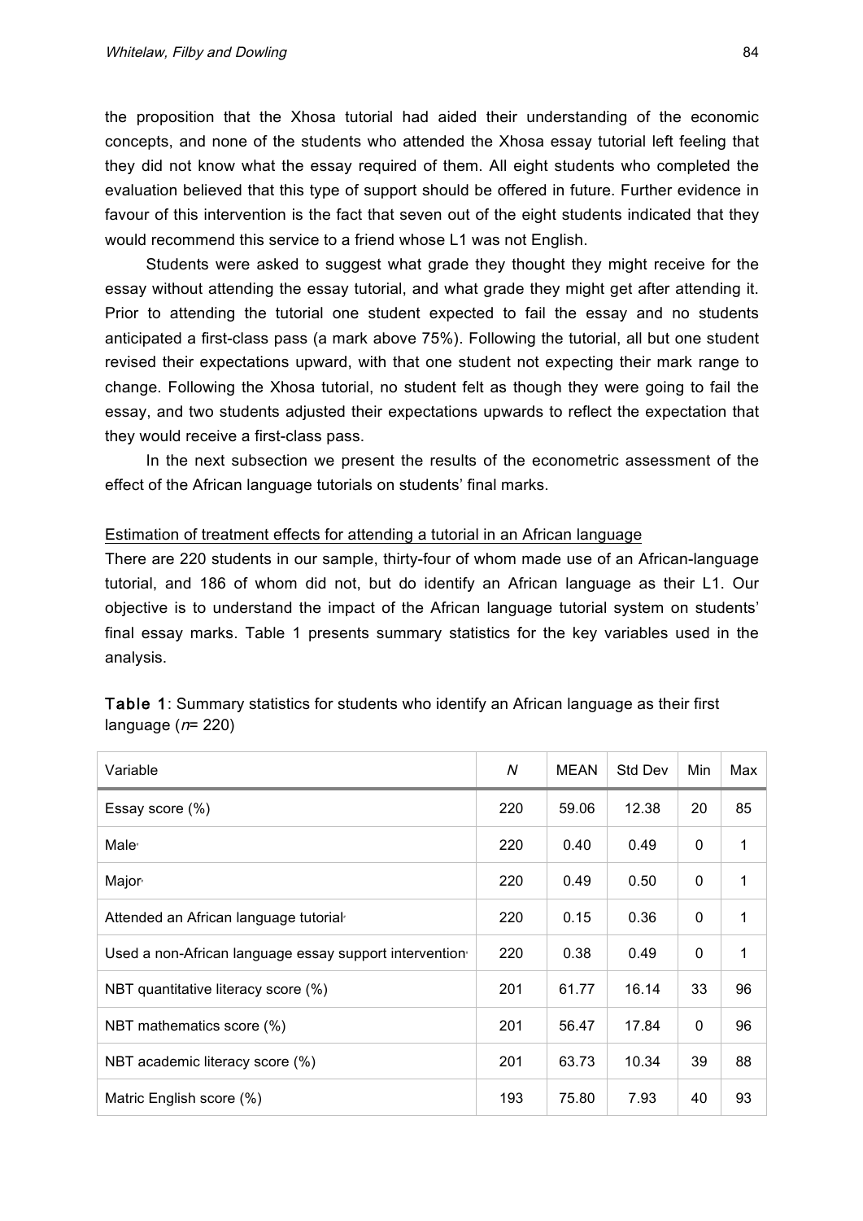the proposition that the Xhosa tutorial had aided their understanding of the economic concepts, and none of the students who attended the Xhosa essay tutorial left feeling that they did not know what the essay required of them. All eight students who completed the evaluation believed that this type of support should be offered in future. Further evidence in favour of this intervention is the fact that seven out of the eight students indicated that they would recommend this service to a friend whose L1 was not English.

Students were asked to suggest what grade they thought they might receive for the essay without attending the essay tutorial, and what grade they might get after attending it. Prior to attending the tutorial one student expected to fail the essay and no students anticipated a first-class pass (a mark above 75%). Following the tutorial, all but one student revised their expectations upward, with that one student not expecting their mark range to change. Following the Xhosa tutorial, no student felt as though they were going to fail the essay, and two students adjusted their expectations upwards to reflect the expectation that they would receive a first-class pass.

In the next subsection we present the results of the econometric assessment of the effect of the African language tutorials on students' final marks.

Estimation of treatment effects for attending a tutorial in an African language

There are 220 students in our sample, thirty-four of whom made use of an African-language tutorial, and 186 of whom did not, but do identify an African language as their L1. Our objective is to understand the impact of the African language tutorial system on students' final essay marks. Table 1 presents summary statistics for the key variables used in the analysis.

**Table 1**: Summary statistics for students who identify an African language as their first language (*n*= 220)

| Variable | *N* | MEAN | Std Dev | Min | Max |
|---|---|---|---|---|---|
| Essay score (%) | 220 | 59.06 | 12.38 | 20 | 85 |
| Male[a] | 220 | 0.40 | 0.49 | 0 | 1 |
| Major[a] | 220 | 0.49 | 0.50 | 0 | 1 |
| Attended an African language tutorial[a] | 220 | 0.15 | 0.36 | 0 | 1 |
| Used a non-African language essay support intervention[a] | 220 | 0.38 | 0.49 | 0 | 1 |
| NBT quantitative literacy score (%) | 201 | 61.77 | 16.14 | 33 | 96 |
| NBT mathematics score (%) | 201 | 56.47 | 17.84 | 0 | 96 |
| NBT academic literacy score (%) | 201 | 63.73 | 10.34 | 39 | 88 |
| Matric English score (%) | 193 | 75.80 | 7.93 | 40 | 93 |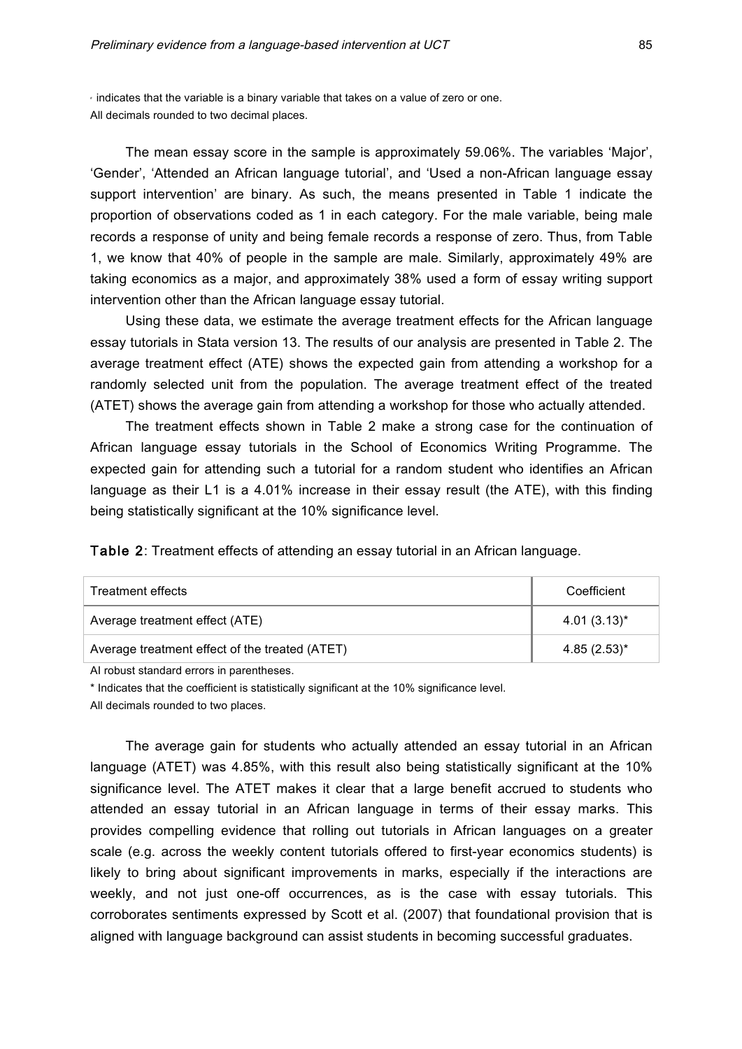ᵃ indicates that the variable is a binary variable that takes on a value of zero or one.
All decimals rounded to two decimal places.

The mean essay score in the sample is approximately 59.06%. The variables 'Major', 'Gender', 'Attended an African language tutorial', and 'Used a non-African language essay support intervention' are binary. As such, the means presented in Table 1 indicate the proportion of observations coded as 1 in each category. For the male variable, being male records a response of unity and being female records a response of zero. Thus, from Table 1, we know that 40% of people in the sample are male. Similarly, approximately 49% are taking economics as a major, and approximately 38% used a form of essay writing support intervention other than the African language essay tutorial.

Using these data, we estimate the average treatment effects for the African language essay tutorials in Stata version 13. The results of our analysis are presented in Table 2. The average treatment effect (ATE) shows the expected gain from attending a workshop for a randomly selected unit from the population. The average treatment effect of the treated (ATET) shows the average gain from attending a workshop for those who actually attended.

The treatment effects shown in Table 2 make a strong case for the continuation of African language essay tutorials in the School of Economics Writing Programme. The expected gain for attending such a tutorial for a random student who identifies an African language as their L1 is a 4.01% increase in their essay result (the ATE), with this finding being statistically significant at the 10% significance level.

**Table 2**: Treatment effects of attending an essay tutorial in an African language.

| Treatment effects | Coefficient |
|---|---|
| Average treatment effect (ATE) | 4.01 (3.13)* |
| Average treatment effect of the treated (ATET) | 4.85 (2.53)* |

AI robust standard errors in parentheses.
* Indicates that the coefficient is statistically significant at the 10% significance level.
All decimals rounded to two places.

The average gain for students who actually attended an essay tutorial in an African language (ATET) was 4.85%, with this result also being statistically significant at the 10% significance level. The ATET makes it clear that a large benefit accrued to students who attended an essay tutorial in an African language in terms of their essay marks. This provides compelling evidence that rolling out tutorials in African languages on a greater scale (e.g. across the weekly content tutorials offered to first-year economics students) is likely to bring about significant improvements in marks, especially if the interactions are weekly, and not just one-off occurrences, as is the case with essay tutorials. This corroborates sentiments expressed by Scott et al. (2007) that foundational provision that is aligned with language background can assist students in becoming successful graduates.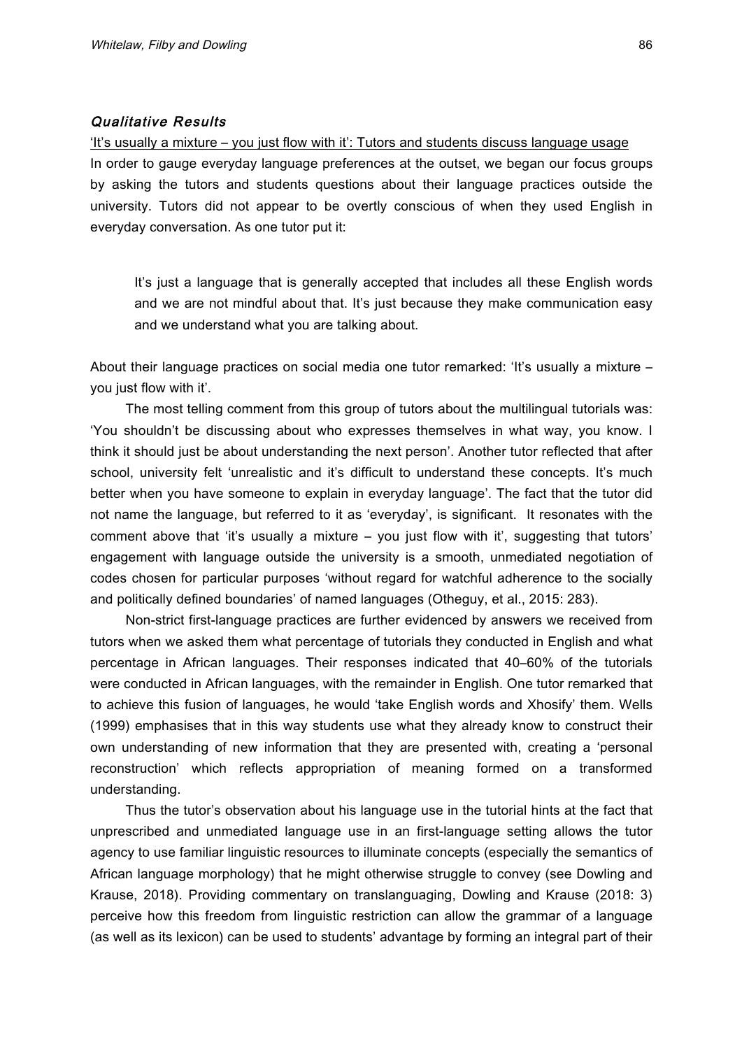### *Qualitative Results*

'It's usually a mixture – you just flow with it': Tutors and students discuss language usage

In order to gauge everyday language preferences at the outset, we began our focus groups by asking the tutors and students questions about their language practices outside the university. Tutors did not appear to be overtly conscious of when they used English in everyday conversation. As one tutor put it:

> It's just a language that is generally accepted that includes all these English words and we are not mindful about that. It's just because they make communication easy and we understand what you are talking about.

About their language practices on social media one tutor remarked: 'It's usually a mixture – you just flow with it'.

The most telling comment from this group of tutors about the multilingual tutorials was: 'You shouldn't be discussing about who expresses themselves in what way, you know. I think it should just be about understanding the next person'. Another tutor reflected that after school, university felt 'unrealistic and it's difficult to understand these concepts. It's much better when you have someone to explain in everyday language'. The fact that the tutor did not name the language, but referred to it as 'everyday', is significant. It resonates with the comment above that 'it's usually a mixture – you just flow with it', suggesting that tutors' engagement with language outside the university is a smooth, unmediated negotiation of codes chosen for particular purposes 'without regard for watchful adherence to the socially and politically defined boundaries' of named languages (Otheguy, et al., 2015: 283).

Non-strict first-language practices are further evidenced by answers we received from tutors when we asked them what percentage of tutorials they conducted in English and what percentage in African languages. Their responses indicated that 40–60% of the tutorials were conducted in African languages, with the remainder in English. One tutor remarked that to achieve this fusion of languages, he would 'take English words and Xhosify' them. Wells (1999) emphasises that in this way students use what they already know to construct their own understanding of new information that they are presented with, creating a 'personal reconstruction' which reflects appropriation of meaning formed on a transformed understanding.

Thus the tutor's observation about his language use in the tutorial hints at the fact that unprescribed and unmediated language use in an first-language setting allows the tutor agency to use familiar linguistic resources to illuminate concepts (especially the semantics of African language morphology) that he might otherwise struggle to convey (see Dowling and Krause, 2018). Providing commentary on translanguaging, Dowling and Krause (2018: 3) perceive how this freedom from linguistic restriction can allow the grammar of a language (as well as its lexicon) can be used to students' advantage by forming an integral part of their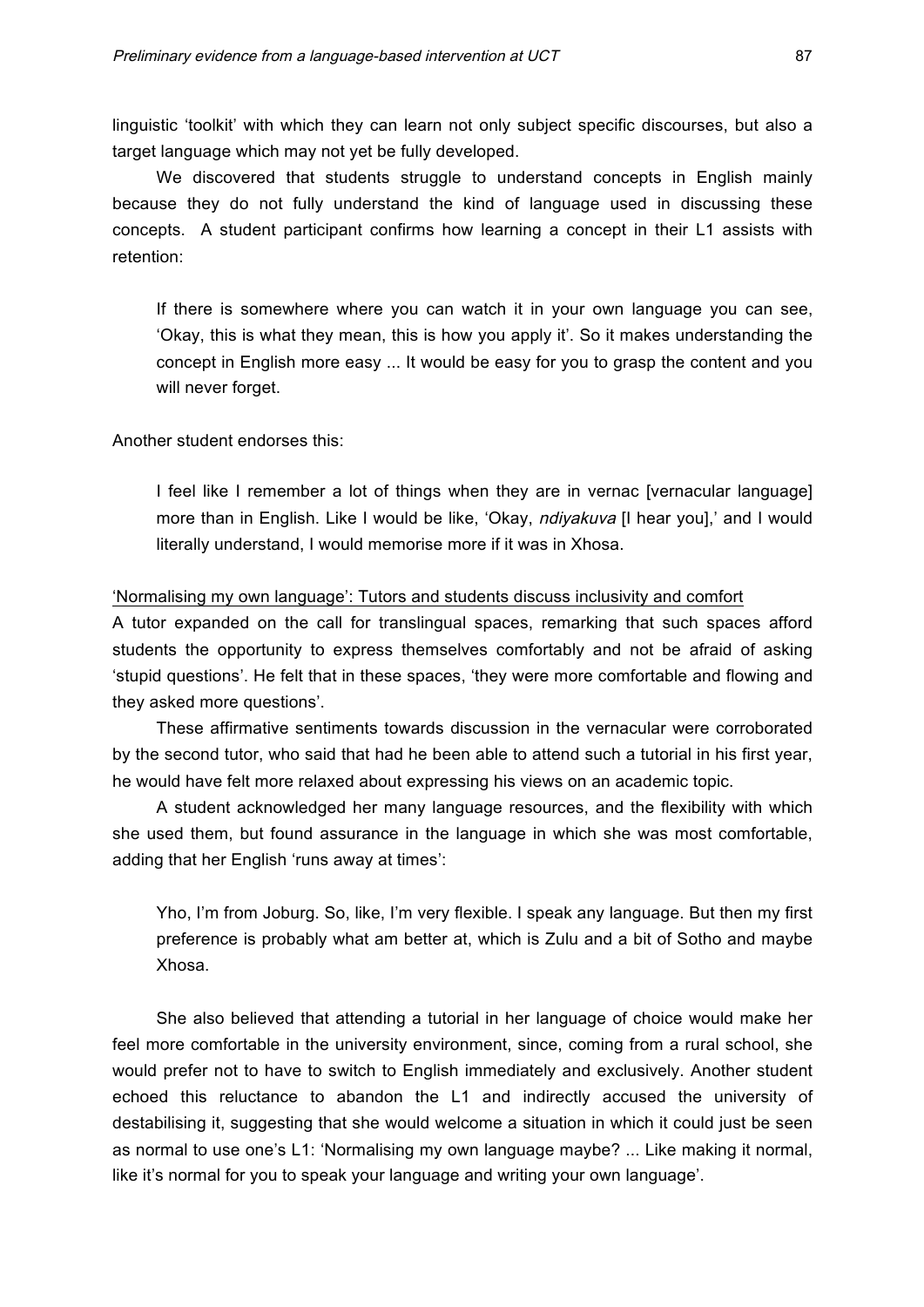linguistic 'toolkit' with which they can learn not only subject specific discourses, but also a target language which may not yet be fully developed.

We discovered that students struggle to understand concepts in English mainly because they do not fully understand the kind of language used in discussing these concepts. A student participant confirms how learning a concept in their L1 assists with retention:

> If there is somewhere where you can watch it in your own language you can see, 'Okay, this is what they mean, this is how you apply it'. So it makes understanding the concept in English more easy ... It would be easy for you to grasp the content and you will never forget.

Another student endorses this:

> I feel like I remember a lot of things when they are in vernac [vernacular language] more than in English. Like I would be like, 'Okay, *ndiyakuva* [I hear you],' and I would literally understand, I would memorise more if it was in Xhosa.

<u>'Normalising my own language': Tutors and students discuss inclusivity and comfort</u>

A tutor expanded on the call for translingual spaces, remarking that such spaces afford students the opportunity to express themselves comfortably and not be afraid of asking 'stupid questions'. He felt that in these spaces, 'they were more comfortable and flowing and they asked more questions'.

These affirmative sentiments towards discussion in the vernacular were corroborated by the second tutor, who said that had he been able to attend such a tutorial in his first year, he would have felt more relaxed about expressing his views on an academic topic.

A student acknowledged her many language resources, and the flexibility with which she used them, but found assurance in the language in which she was most comfortable, adding that her English 'runs away at times':

> Yho, I'm from Joburg. So, like, I'm very flexible. I speak any language. But then my first preference is probably what am better at, which is Zulu and a bit of Sotho and maybe Xhosa.

She also believed that attending a tutorial in her language of choice would make her feel more comfortable in the university environment, since, coming from a rural school, she would prefer not to have to switch to English immediately and exclusively. Another student echoed this reluctance to abandon the L1 and indirectly accused the university of destabilising it, suggesting that she would welcome a situation in which it could just be seen as normal to use one's L1: 'Normalising my own language maybe? ... Like making it normal, like it's normal for you to speak your language and writing your own language'.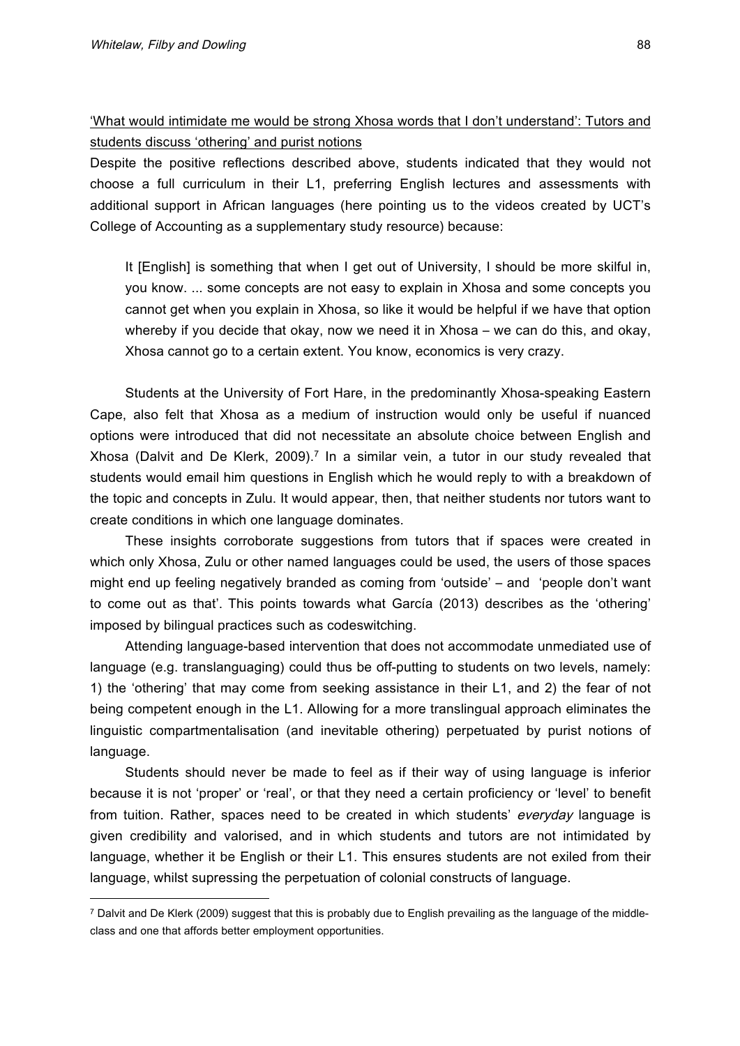'What would intimidate me would be strong Xhosa words that I don't understand': Tutors and students discuss 'othering' and purist notions

Despite the positive reflections described above, students indicated that they would not choose a full curriculum in their L1, preferring English lectures and assessments with additional support in African languages (here pointing us to the videos created by UCT's College of Accounting as a supplementary study resource) because:

> It [English] is something that when I get out of University, I should be more skilful in, you know. ... some concepts are not easy to explain in Xhosa and some concepts you cannot get when you explain in Xhosa, so like it would be helpful if we have that option whereby if you decide that okay, now we need it in Xhosa – we can do this, and okay, Xhosa cannot go to a certain extent. You know, economics is very crazy.

Students at the University of Fort Hare, in the predominantly Xhosa-speaking Eastern Cape, also felt that Xhosa as a medium of instruction would only be useful if nuanced options were introduced that did not necessitate an absolute choice between English and Xhosa (Dalvit and De Klerk, 2009).[7] In a similar vein, a tutor in our study revealed that students would email him questions in English which he would reply to with a breakdown of the topic and concepts in Zulu. It would appear, then, that neither students nor tutors want to create conditions in which one language dominates.

These insights corroborate suggestions from tutors that if spaces were created in which only Xhosa, Zulu or other named languages could be used, the users of those spaces might end up feeling negatively branded as coming from 'outside' – and 'people don't want to come out as that'. This points towards what García (2013) describes as the 'othering' imposed by bilingual practices such as codeswitching.

Attending language-based intervention that does not accommodate unmediated use of language (e.g. translanguaging) could thus be off-putting to students on two levels, namely: 1) the 'othering' that may come from seeking assistance in their L1, and 2) the fear of not being competent enough in the L1. Allowing for a more translingual approach eliminates the linguistic compartmentalisation (and inevitable othering) perpetuated by purist notions of language.

Students should never be made to feel as if their way of using language is inferior because it is not 'proper' or 'real', or that they need a certain proficiency or 'level' to benefit from tuition. Rather, spaces need to be created in which students' *everyday* language is given credibility and valorised, and in which students and tutors are not intimidated by language, whether it be English or their L1. This ensures students are not exiled from their language, whilst supressing the perpetuation of colonial constructs of language.

[7] Dalvit and De Klerk (2009) suggest that this is probably due to English prevailing as the language of the middle-class and one that affords better employment opportunities.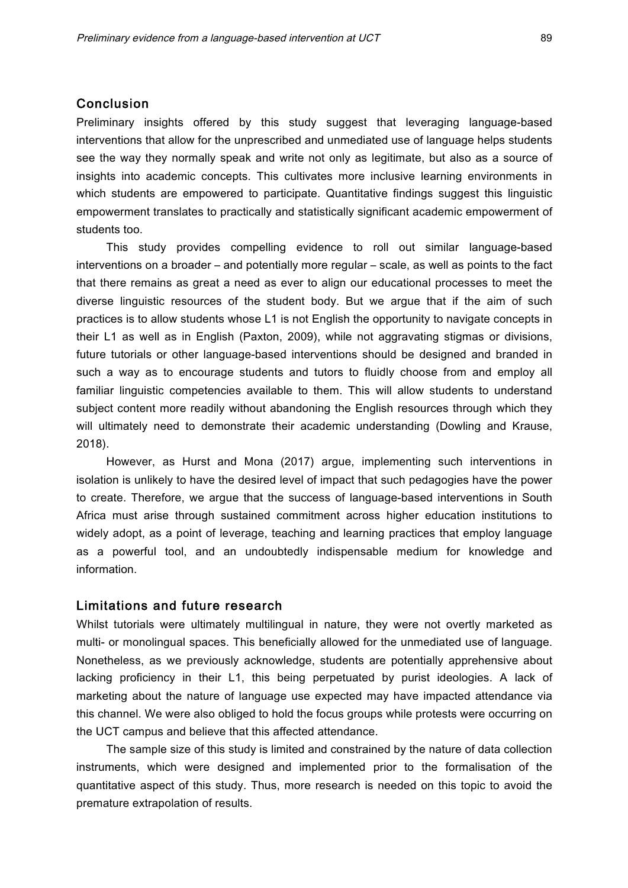## Conclusion

Preliminary insights offered by this study suggest that leveraging language-based interventions that allow for the unprescribed and unmediated use of language helps students see the way they normally speak and write not only as legitimate, but also as a source of insights into academic concepts. This cultivates more inclusive learning environments in which students are empowered to participate. Quantitative findings suggest this linguistic empowerment translates to practically and statistically significant academic empowerment of students too.

This study provides compelling evidence to roll out similar language-based interventions on a broader – and potentially more regular – scale, as well as points to the fact that there remains as great a need as ever to align our educational processes to meet the diverse linguistic resources of the student body. But we argue that if the aim of such practices is to allow students whose L1 is not English the opportunity to navigate concepts in their L1 as well as in English (Paxton, 2009), while not aggravating stigmas or divisions, future tutorials or other language-based interventions should be designed and branded in such a way as to encourage students and tutors to fluidly choose from and employ all familiar linguistic competencies available to them. This will allow students to understand subject content more readily without abandoning the English resources through which they will ultimately need to demonstrate their academic understanding (Dowling and Krause, 2018).

However, as Hurst and Mona (2017) argue, implementing such interventions in isolation is unlikely to have the desired level of impact that such pedagogies have the power to create. Therefore, we argue that the success of language-based interventions in South Africa must arise through sustained commitment across higher education institutions to widely adopt, as a point of leverage, teaching and learning practices that employ language as a powerful tool, and an undoubtedly indispensable medium for knowledge and information.

## Limitations and future research

Whilst tutorials were ultimately multilingual in nature, they were not overtly marketed as multi- or monolingual spaces. This beneficially allowed for the unmediated use of language. Nonetheless, as we previously acknowledge, students are potentially apprehensive about lacking proficiency in their L1, this being perpetuated by purist ideologies. A lack of marketing about the nature of language use expected may have impacted attendance via this channel. We were also obliged to hold the focus groups while protests were occurring on the UCT campus and believe that this affected attendance.

The sample size of this study is limited and constrained by the nature of data collection instruments, which were designed and implemented prior to the formalisation of the quantitative aspect of this study. Thus, more research is needed on this topic to avoid the premature extrapolation of results.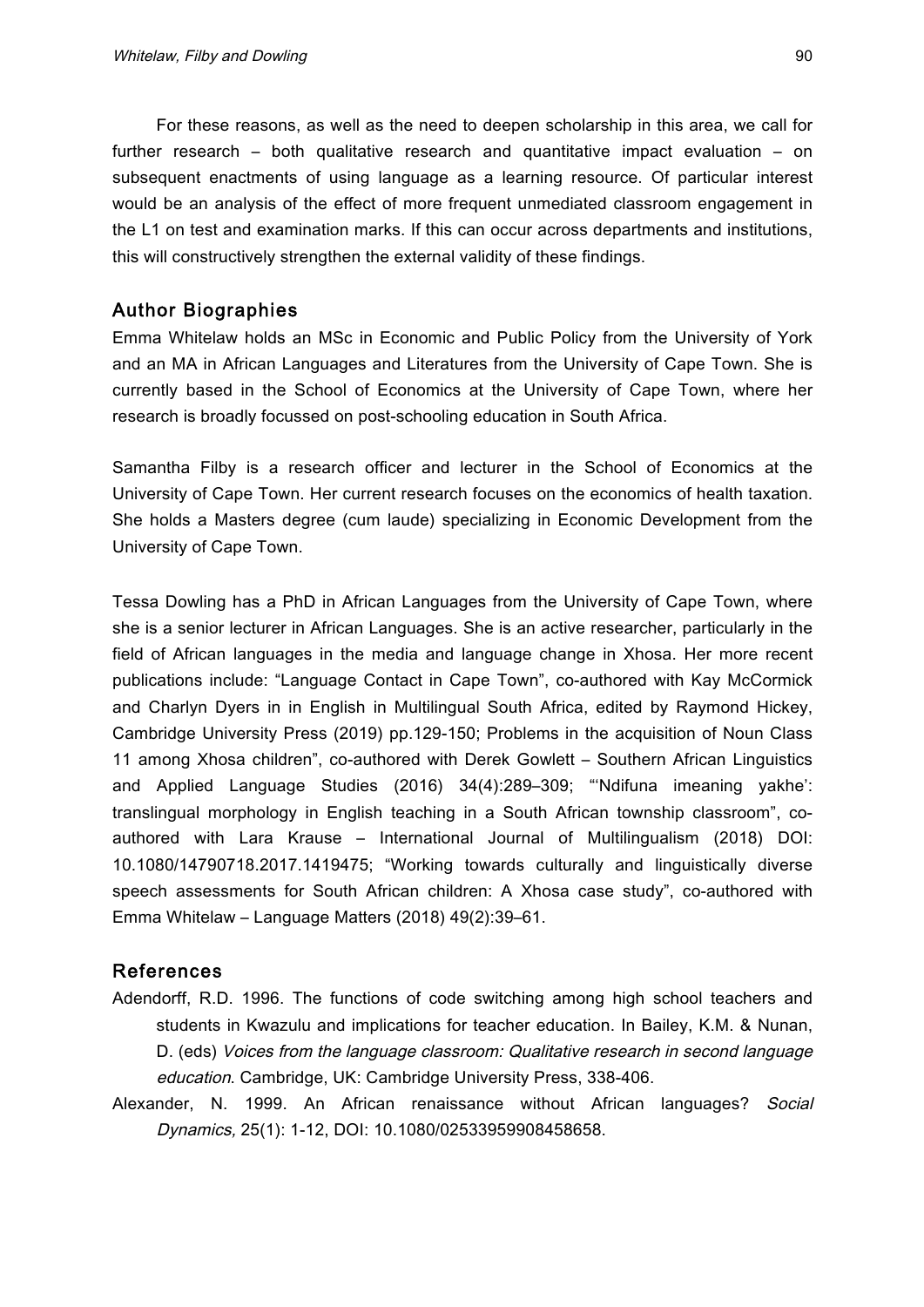For these reasons, as well as the need to deepen scholarship in this area, we call for further research – both qualitative research and quantitative impact evaluation – on subsequent enactments of using language as a learning resource. Of particular interest would be an analysis of the effect of more frequent unmediated classroom engagement in the L1 on test and examination marks. If this can occur across departments and institutions, this will constructively strengthen the external validity of these findings.

## Author Biographies

Emma Whitelaw holds an MSc in Economic and Public Policy from the University of York and an MA in African Languages and Literatures from the University of Cape Town. She is currently based in the School of Economics at the University of Cape Town, where her research is broadly focussed on post-schooling education in South Africa.

Samantha Filby is a research officer and lecturer in the School of Economics at the University of Cape Town. Her current research focuses on the economics of health taxation. She holds a Masters degree (cum laude) specializing in Economic Development from the University of Cape Town.

Tessa Dowling has a PhD in African Languages from the University of Cape Town, where she is a senior lecturer in African Languages. She is an active researcher, particularly in the field of African languages in the media and language change in Xhosa. Her more recent publications include: "Language Contact in Cape Town", co-authored with Kay McCormick and Charlyn Dyers in in English in Multilingual South Africa, edited by Raymond Hickey, Cambridge University Press (2019) pp.129-150; Problems in the acquisition of Noun Class 11 among Xhosa children", co-authored with Derek Gowlett – Southern African Linguistics and Applied Language Studies (2016) 34(4):289–309; "'Ndifuna imeaning yakhe': translingual morphology in English teaching in a South African township classroom", co-authored with Lara Krause – International Journal of Multilingualism (2018) DOI: 10.1080/14790718.2017.1419475; "Working towards culturally and linguistically diverse speech assessments for South African children: A Xhosa case study", co-authored with Emma Whitelaw – Language Matters (2018) 49(2):39–61.

## References

Adendorff, R.D. 1996. The functions of code switching among high school teachers and students in Kwazulu and implications for teacher education. In Bailey, K.M. & Nunan, D. (eds) *Voices from the language classroom: Qualitative research in second language education*. Cambridge, UK: Cambridge University Press, 338-406.

Alexander, N. 1999. An African renaissance without African languages? *Social Dynamics,* 25(1): 1-12, DOI: 10.1080/02533959908458658.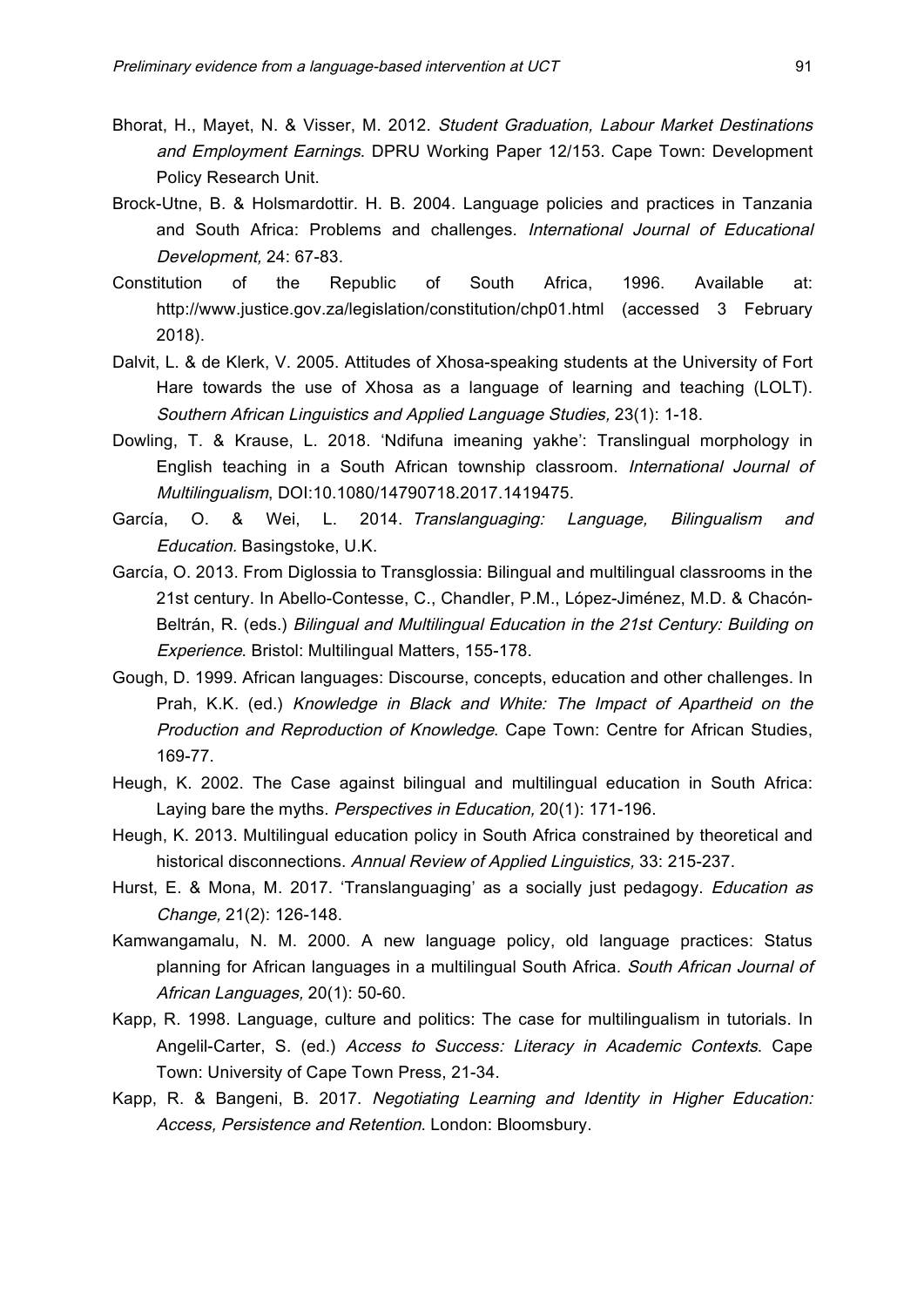Bhorat, H., Mayet, N. & Visser, M. 2012. *Student Graduation, Labour Market Destinations and Employment Earnings*. DPRU Working Paper 12/153. Cape Town: Development Policy Research Unit.

Brock-Utne, B. & Holsmardottir. H. B. 2004. Language policies and practices in Tanzania and South Africa: Problems and challenges. *International Journal of Educational Development,* 24: 67-83.

Constitution of the Republic of South Africa, 1996. Available at: http://www.justice.gov.za/legislation/constitution/chp01.html (accessed 3 February 2018).

Dalvit, L. & de Klerk, V. 2005. Attitudes of Xhosa-speaking students at the University of Fort Hare towards the use of Xhosa as a language of learning and teaching (LOLT). *Southern African Linguistics and Applied Language Studies,* 23(1): 1-18.

Dowling, T. & Krause, L. 2018. 'Ndifuna imeaning yakhe': Translingual morphology in English teaching in a South African township classroom. *International Journal of Multilingualism*, DOI:10.1080/14790718.2017.1419475.

García, O. & Wei, L. 2014. *Translanguaging: Language, Bilingualism and Education.* Basingstoke, U.K.

García, O. 2013. From Diglossia to Transglossia: Bilingual and multilingual classrooms in the 21st century. In Abello-Contesse, C., Chandler, P.M., López-Jiménez, M.D. & Chacón-Beltrán, R. (eds.) *Bilingual and Multilingual Education in the 21st Century: Building on Experience*. Bristol: Multilingual Matters, 155-178.

Gough, D. 1999. African languages: Discourse, concepts, education and other challenges. In Prah, K.K. (ed.) *Knowledge in Black and White: The Impact of Apartheid on the Production and Reproduction of Knowledge*. Cape Town: Centre for African Studies, 169-77.

Heugh, K. 2002. The Case against bilingual and multilingual education in South Africa: Laying bare the myths. *Perspectives in Education,* 20(1): 171-196.

Heugh, K. 2013. Multilingual education policy in South Africa constrained by theoretical and historical disconnections. *Annual Review of Applied Linguistics,* 33: 215-237.

Hurst, E. & Mona, M. 2017. 'Translanguaging' as a socially just pedagogy. *Education as Change,* 21(2): 126-148.

Kamwangamalu, N. M. 2000. A new language policy, old language practices: Status planning for African languages in a multilingual South Africa. *South African Journal of African Languages,* 20(1): 50-60.

Kapp, R. 1998. Language, culture and politics: The case for multilingualism in tutorials. In Angelil-Carter, S. (ed.) *Access to Success: Literacy in Academic Contexts*. Cape Town: University of Cape Town Press, 21-34.

Kapp, R. & Bangeni, B. 2017. *Negotiating Learning and Identity in Higher Education: Access, Persistence and Retention*. London: Bloomsbury.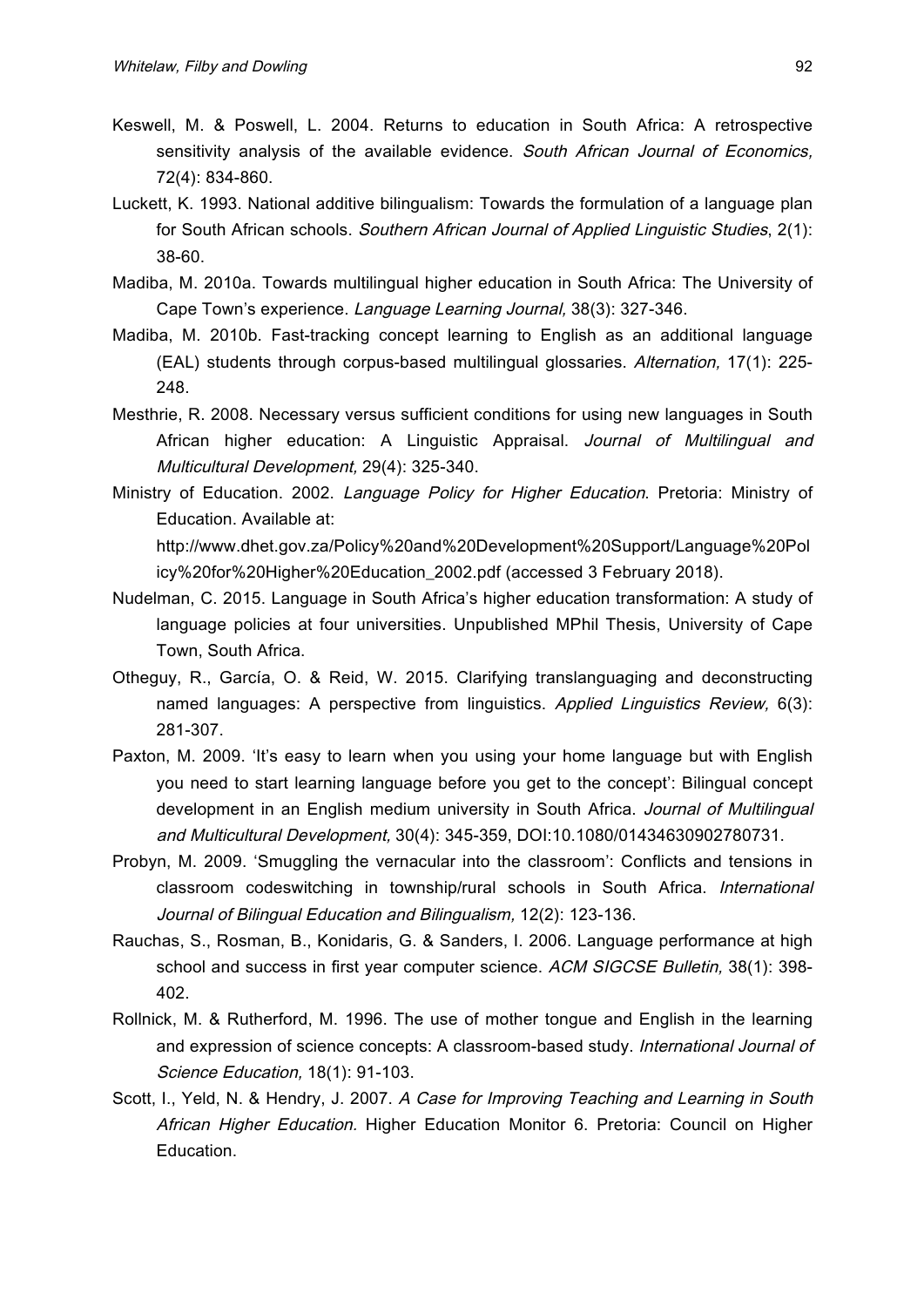Keswell, M. & Poswell, L. 2004. Returns to education in South Africa: A retrospective sensitivity analysis of the available evidence. *South African Journal of Economics,* 72(4): 834-860.

Luckett, K. 1993. National additive bilingualism: Towards the formulation of a language plan for South African schools. *Southern African Journal of Applied Linguistic Studies*, 2(1): 38-60.

Madiba, M. 2010a. Towards multilingual higher education in South Africa: The University of Cape Town's experience. *Language Learning Journal,* 38(3): 327-346.

Madiba, M. 2010b. Fast-tracking concept learning to English as an additional language (EAL) students through corpus-based multilingual glossaries. *Alternation,* 17(1): 225-248.

Mesthrie, R. 2008. Necessary versus sufficient conditions for using new languages in South African higher education: A Linguistic Appraisal. *Journal of Multilingual and Multicultural Development,* 29(4): 325-340.

Ministry of Education. 2002. *Language Policy for Higher Education*. Pretoria: Ministry of Education. Available at: http://www.dhet.gov.za/Policy%20and%20Development%20Support/Language%20Policy%20for%20Higher%20Education_2002.pdf (accessed 3 February 2018).

Nudelman, C. 2015. Language in South Africa's higher education transformation: A study of language policies at four universities. Unpublished MPhil Thesis, University of Cape Town, South Africa.

Otheguy, R., García, O. & Reid, W. 2015. Clarifying translanguaging and deconstructing named languages: A perspective from linguistics. *Applied Linguistics Review,* 6(3): 281-307.

Paxton, M. 2009. 'It's easy to learn when you using your home language but with English you need to start learning language before you get to the concept': Bilingual concept development in an English medium university in South Africa. *Journal of Multilingual and Multicultural Development,* 30(4): 345-359, DOI:10.1080/01434630902780731.

Probyn, M. 2009. 'Smuggling the vernacular into the classroom': Conflicts and tensions in classroom codeswitching in township/rural schools in South Africa. *International Journal of Bilingual Education and Bilingualism,* 12(2): 123-136.

Rauchas, S., Rosman, B., Konidaris, G. & Sanders, I. 2006. Language performance at high school and success in first year computer science. *ACM SIGCSE Bulletin,* 38(1): 398-402.

Rollnick, M. & Rutherford, M. 1996. The use of mother tongue and English in the learning and expression of science concepts: A classroom-based study. *International Journal of Science Education,* 18(1): 91-103.

Scott, I., Yeld, N. & Hendry, J. 2007. *A Case for Improving Teaching and Learning in South African Higher Education.* Higher Education Monitor 6. Pretoria: Council on Higher Education.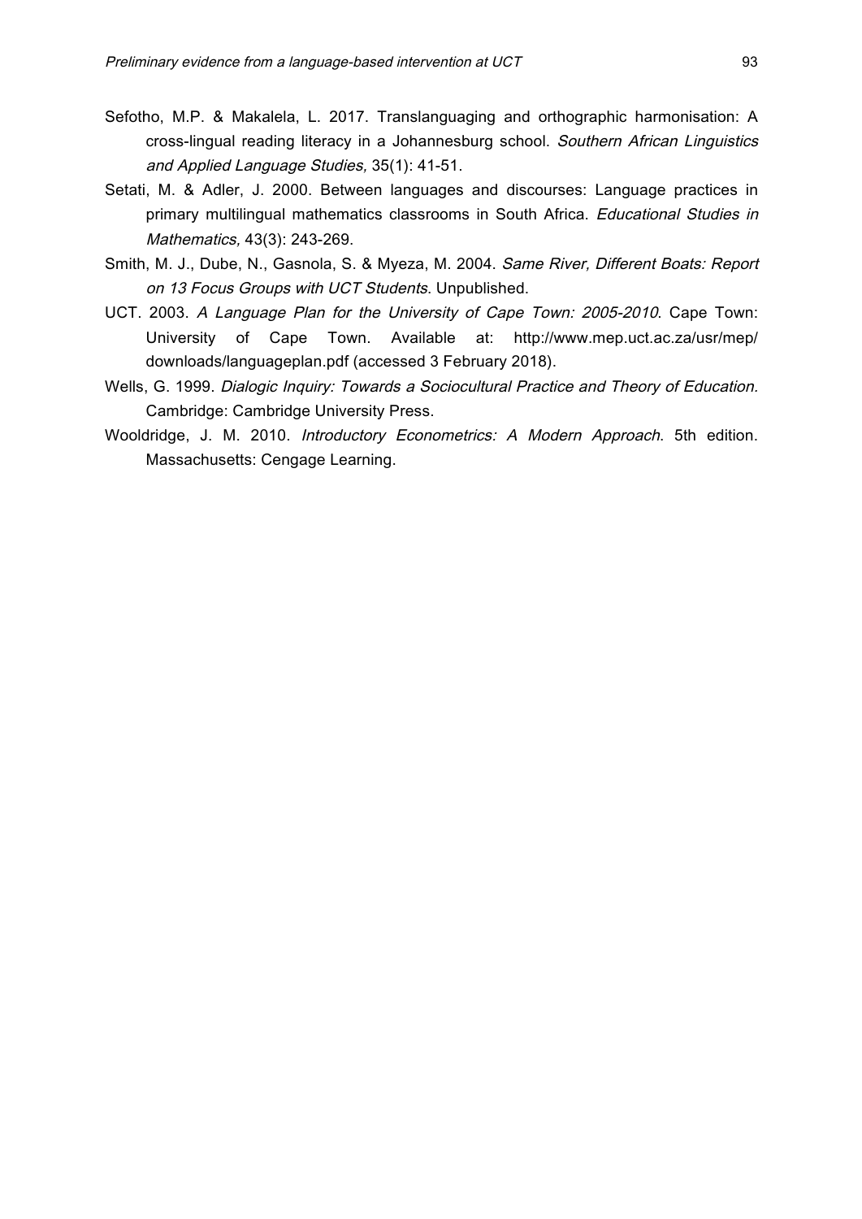Sefotho, M.P. & Makalela, L. 2017. Translanguaging and orthographic harmonisation: A cross-lingual reading literacy in a Johannesburg school. *Southern African Linguistics and Applied Language Studies,* 35(1): 41-51.

Setati, M. & Adler, J. 2000. Between languages and discourses: Language practices in primary multilingual mathematics classrooms in South Africa. *Educational Studies in Mathematics,* 43(3): 243-269.

Smith, M. J., Dube, N., Gasnola, S. & Myeza, M. 2004. *Same River, Different Boats: Report on 13 Focus Groups with UCT Students*. Unpublished.

UCT. 2003. *A Language Plan for the University of Cape Town: 2005-2010*. Cape Town: University of Cape Town. Available at: http://www.mep.uct.ac.za/usr/mep/downloads/languageplan.pdf (accessed 3 February 2018).

Wells, G. 1999. *Dialogic Inquiry: Towards a Sociocultural Practice and Theory of Education.* Cambridge: Cambridge University Press.

Wooldridge, J. M. 2010. *Introductory Econometrics: A Modern Approach*. 5th edition. Massachusetts: Cengage Learning.